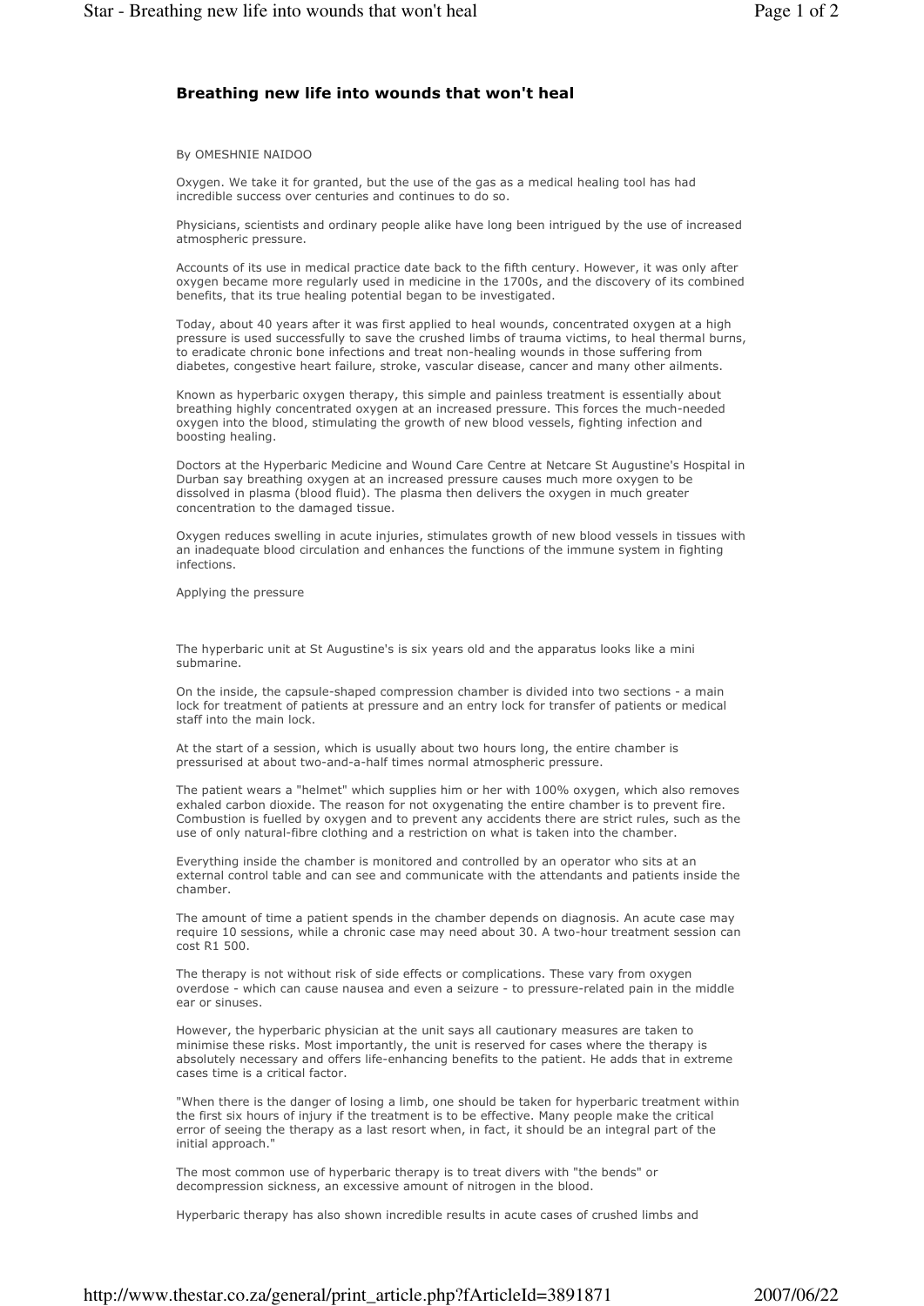# Breathing new life into wounds that won't heal

By OMESHNIE NAIDOO

Oxygen. We take it for granted, but the use of the gas as a medical healing tool has had incredible success over centuries and continues to do so.

Physicians, scientists and ordinary people alike have long been intrigued by the use of increased atmospheric pressure.

Accounts of its use in medical practice date back to the fifth century. However, it was only after oxygen became more regularly used in medicine in the 1700s, and the discovery of its combined benefits, that its true healing potential began to be investigated.

Today, about 40 years after it was first applied to heal wounds, concentrated oxygen at a high pressure is used successfully to save the crushed limbs of trauma victims, to heal thermal burns, to eradicate chronic bone infections and treat non-healing wounds in those suffering from diabetes, congestive heart failure, stroke, vascular disease, cancer and many other ailments.

Known as hyperbaric oxygen therapy, this simple and painless treatment is essentially about breathing highly concentrated oxygen at an increased pressure. This forces the much-needed oxygen into the blood, stimulating the growth of new blood vessels, fighting infection and boosting healing.

Doctors at the Hyperbaric Medicine and Wound Care Centre at Netcare St Augustine's Hospital in Durban say breathing oxygen at an increased pressure causes much more oxygen to be dissolved in plasma (blood fluid). The plasma then delivers the oxygen in much greater concentration to the damaged tissue.

Oxygen reduces swelling in acute injuries, stimulates growth of new blood vessels in tissues with an inadequate blood circulation and enhances the functions of the immune system in fighting infections.

Applying the pressure

The hyperbaric unit at St Augustine's is six years old and the apparatus looks like a mini submarine.

On the inside, the capsule-shaped compression chamber is divided into two sections - a main lock for treatment of patients at pressure and an entry lock for transfer of patients or medical staff into the main lock.

At the start of a session, which is usually about two hours long, the entire chamber is pressurised at about two-and-a-half times normal atmospheric pressure.

The patient wears a "helmet" which supplies him or her with 100% oxygen, which also removes exhaled carbon dioxide. The reason for not oxygenating the entire chamber is to prevent fire. Combustion is fuelled by oxygen and to prevent any accidents there are strict rules, such as the use of only natural-fibre clothing and a restriction on what is taken into the chamber.

Everything inside the chamber is monitored and controlled by an operator who sits at an external control table and can see and communicate with the attendants and patients inside the chamber.

The amount of time a patient spends in the chamber depends on diagnosis. An acute case may require 10 sessions, while a chronic case may need about 30. A two-hour treatment session can cost R1 500.

The therapy is not without risk of side effects or complications. These vary from oxygen overdose - which can cause nausea and even a seizure - to pressure-related pain in the middle ear or sinuses.

However, the hyperbaric physician at the unit says all cautionary measures are taken to minimise these risks. Most importantly, the unit is reserved for cases where the therapy is absolutely necessary and offers life-enhancing benefits to the patient. He adds that in extreme cases time is a critical factor.

"When there is the danger of losing a limb, one should be taken for hyperbaric treatment within the first six hours of injury if the treatment is to be effective. Many people make the critical error of seeing the therapy as a last resort when, in fact, it should be an integral part of the initial approach."

The most common use of hyperbaric therapy is to treat divers with "the bends" or decompression sickness, an excessive amount of nitrogen in the blood.

Hyperbaric therapy has also shown incredible results in acute cases of crushed limbs and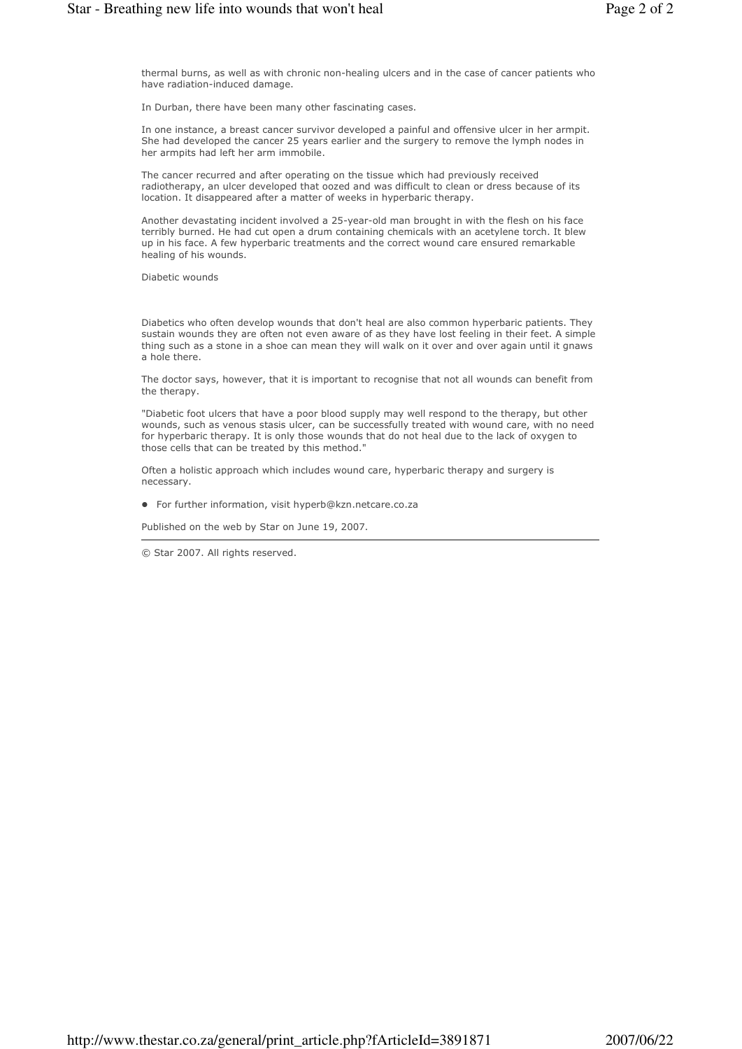thermal burns, as well as with chronic non-healing ulcers and in the case of cancer patients who have radiation-induced damage.

In Durban, there have been many other fascinating cases.

In one instance, a breast cancer survivor developed a painful and offensive ulcer in her armpit. She had developed the cancer 25 years earlier and the surgery to remove the lymph nodes in her armpits had left her arm immobile.

The cancer recurred and after operating on the tissue which had previously received radiotherapy, an ulcer developed that oozed and was difficult to clean or dress because of its location. It disappeared after a matter of weeks in hyperbaric therapy.

Another devastating incident involved a 25-year-old man brought in with the flesh on his face terribly burned. He had cut open a drum containing chemicals with an acetylene torch. It blew up in his face. A few hyperbaric treatments and the correct wound care ensured remarkable healing of his wounds.

## Diabetic wounds

Diabetics who often develop wounds that don't heal are also common hyperbaric patients. They sustain wounds they are often not even aware of as they have lost feeling in their feet. A simple thing such as a stone in a shoe can mean they will walk on it over and over again until it gnaws a hole there.

The doctor says, however, that it is important to recognise that not all wounds can benefit from the therapy.

"Diabetic foot ulcers that have a poor blood supply may well respond to the therapy, but other wounds, such as venous stasis ulcer, can be successfully treated with wound care, with no need for hyperbaric therapy. It is only those wounds that do not heal due to the lack of oxygen to those cells that can be treated by this method."

Often a holistic approach which includes wound care, hyperbaric therapy and surgery is necessary.

- For further information, visit hyperb@kzn.netcare.co.za

Published on the web by Star on June 19, 2007.

© Star 2007. All rights reserved.